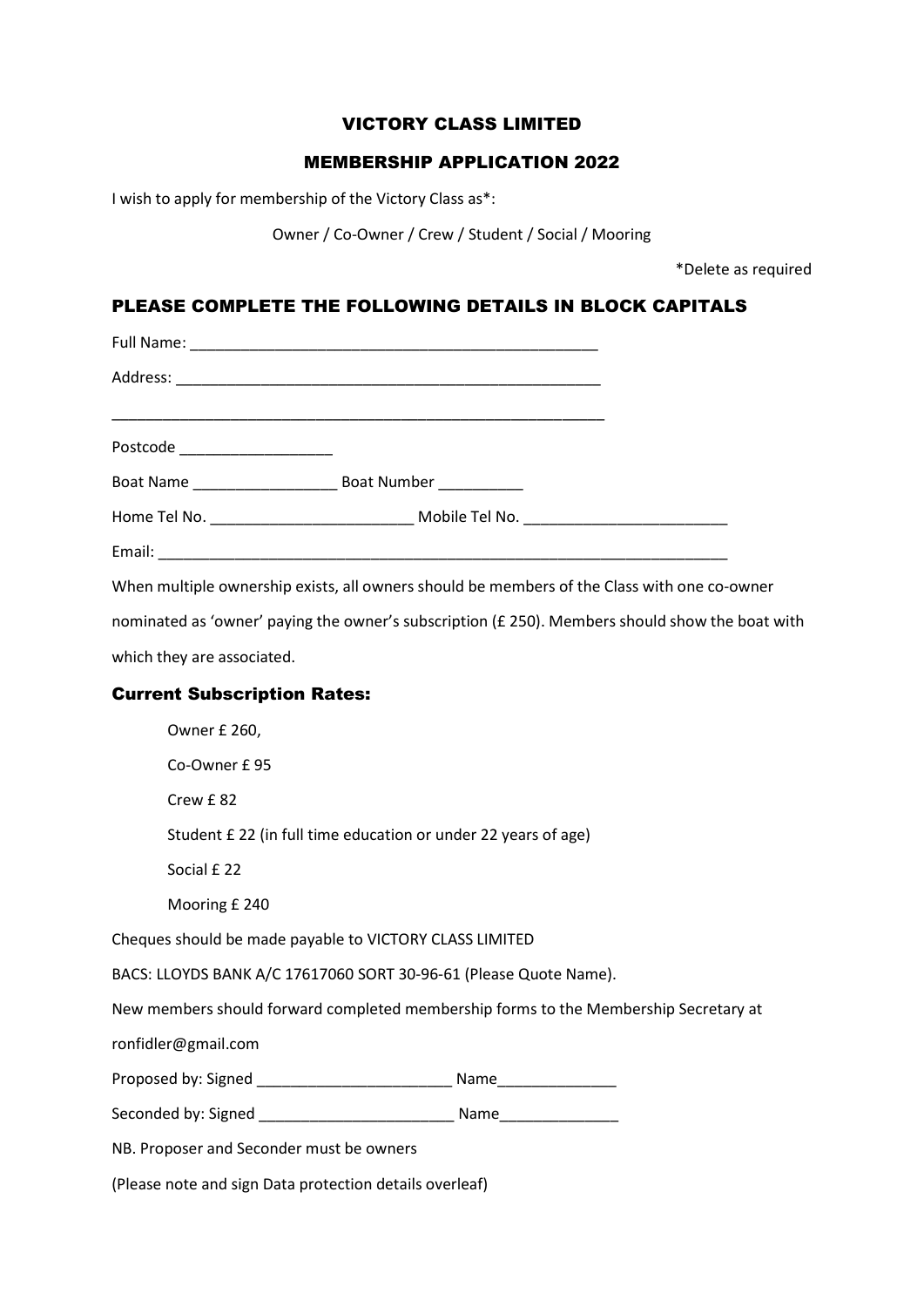# VICTORY CLASS LIMITED

## MEMBERSHIP APPLICATION 2022

I wish to apply for membership of the Victory Class as*:

Owner / Co-Owner / Crew / Student / Social / Mooring

*Delete as required

## PLEASE COMPLETE THE FOLLOWING DETAILS IN BLOCK CAPITALS

Full Name: ________________________________________________

Address: ___________________________________________________

___________________________________________________________

Postcode __________________

Boat Name _________________ Boat Number __________

Home Tel No. ________________________ Mobile Tel No. ________________________

Email: ____________________________________________________________________

When multiple ownership exists, all owners should be members of the Class with one co-owner nominated as 'owner' paying the owner's subscription (£ 250). Members should show the boat with which they are associated.

### Current Subscription Rates:

- Owner £ 260,
- Co-Owner £ 95
- Crew £ 82
- Student £ 22 (in full time education or under 22 years of age)
- Social £ 22
- Mooring £ 240

Cheques should be made payable to VICTORY CLASS LIMITED

BACS: LLOYDS BANK A/C 17617060 SORT 30-96-61 (Please Quote Name).

New members should forward completed membership forms to the Membership Secretary at ronfidler@gmail.com

Proposed by: Signed _______________________ Name______________

Seconded by: Signed _______________________ Name______________

NB. Proposer and Seconder must be owners

(Please note and sign Data protection details overleaf)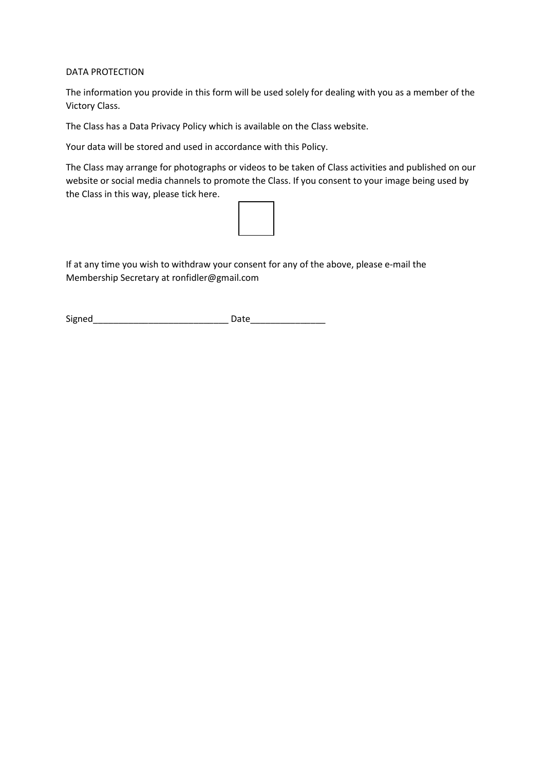DATA PROTECTION

The information you provide in this form will be used solely for dealing with you as a member of the Victory Class.

The Class has a Data Privacy Policy which is available on the Class website.

Your data will be stored and used in accordance with this Policy.

The Class may arrange for photographs or videos to be taken of Class activities and published on our website or social media channels to promote the Class. If you consent to your image being used by the Class in this way, please tick here.

☐

If at any time you wish to withdraw your consent for any of the above, please e-mail the Membership Secretary at ronfidler@gmail.com

Signed___________________________ Date_______________